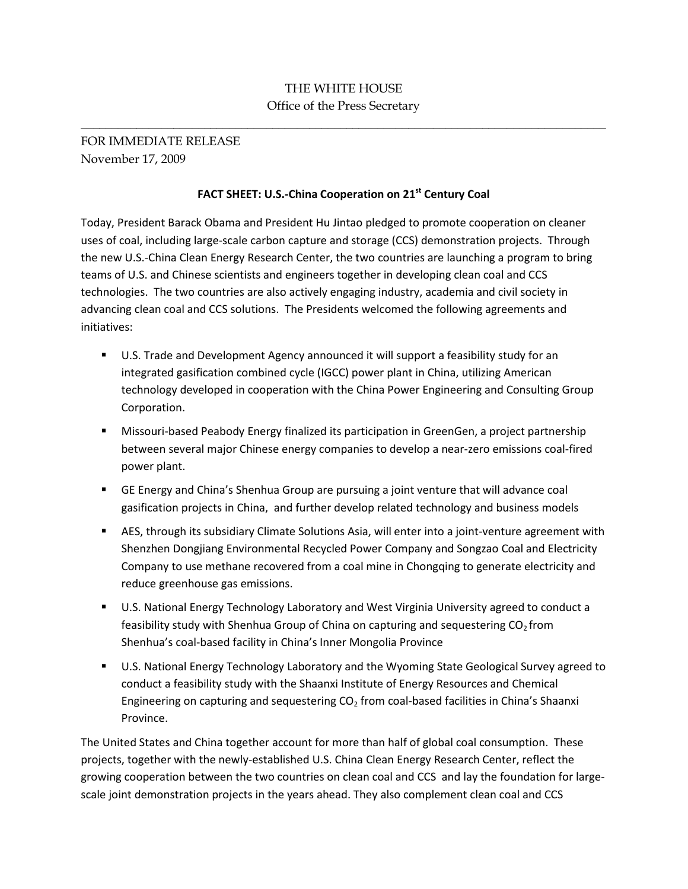THE WHITE HOUSE
Office of the Press Secretary

---

FOR IMMEDIATE RELEASE
November 17, 2009

## FACT SHEET: U.S.-China Cooperation on 21st Century Coal

Today, President Barack Obama and President Hu Jintao pledged to promote cooperation on cleaner uses of coal, including large-scale carbon capture and storage (CCS) demonstration projects. Through the new U.S.-China Clean Energy Research Center, the two countries are launching a program to bring teams of U.S. and Chinese scientists and engineers together in developing clean coal and CCS technologies. The two countries are also actively engaging industry, academia and civil society in advancing clean coal and CCS solutions. The Presidents welcomed the following agreements and initiatives:

- U.S. Trade and Development Agency announced it will support a feasibility study for an integrated gasification combined cycle (IGCC) power plant in China, utilizing American technology developed in cooperation with the China Power Engineering and Consulting Group Corporation.
- Missouri-based Peabody Energy finalized its participation in GreenGen, a project partnership between several major Chinese energy companies to develop a near-zero emissions coal-fired power plant.
- GE Energy and China's Shenhua Group are pursuing a joint venture that will advance coal gasification projects in China, and further develop related technology and business models
- AES, through its subsidiary Climate Solutions Asia, will enter into a joint-venture agreement with Shenzhen Dongjiang Environmental Recycled Power Company and Songzao Coal and Electricity Company to use methane recovered from a coal mine in Chongqing to generate electricity and reduce greenhouse gas emissions.
- U.S. National Energy Technology Laboratory and West Virginia University agreed to conduct a feasibility study with Shenhua Group of China on capturing and sequestering $CO_2$ from Shenhua's coal-based facility in China's Inner Mongolia Province
- U.S. National Energy Technology Laboratory and the Wyoming State Geological Survey agreed to conduct a feasibility study with the Shaanxi Institute of Energy Resources and Chemical Engineering on capturing and sequestering $CO_2$ from coal-based facilities in China's Shaanxi Province.

The United States and China together account for more than half of global coal consumption. These projects, together with the newly-established U.S. China Clean Energy Research Center, reflect the growing cooperation between the two countries on clean coal and CCS and lay the foundation for large-scale joint demonstration projects in the years ahead. They also complement clean coal and CCS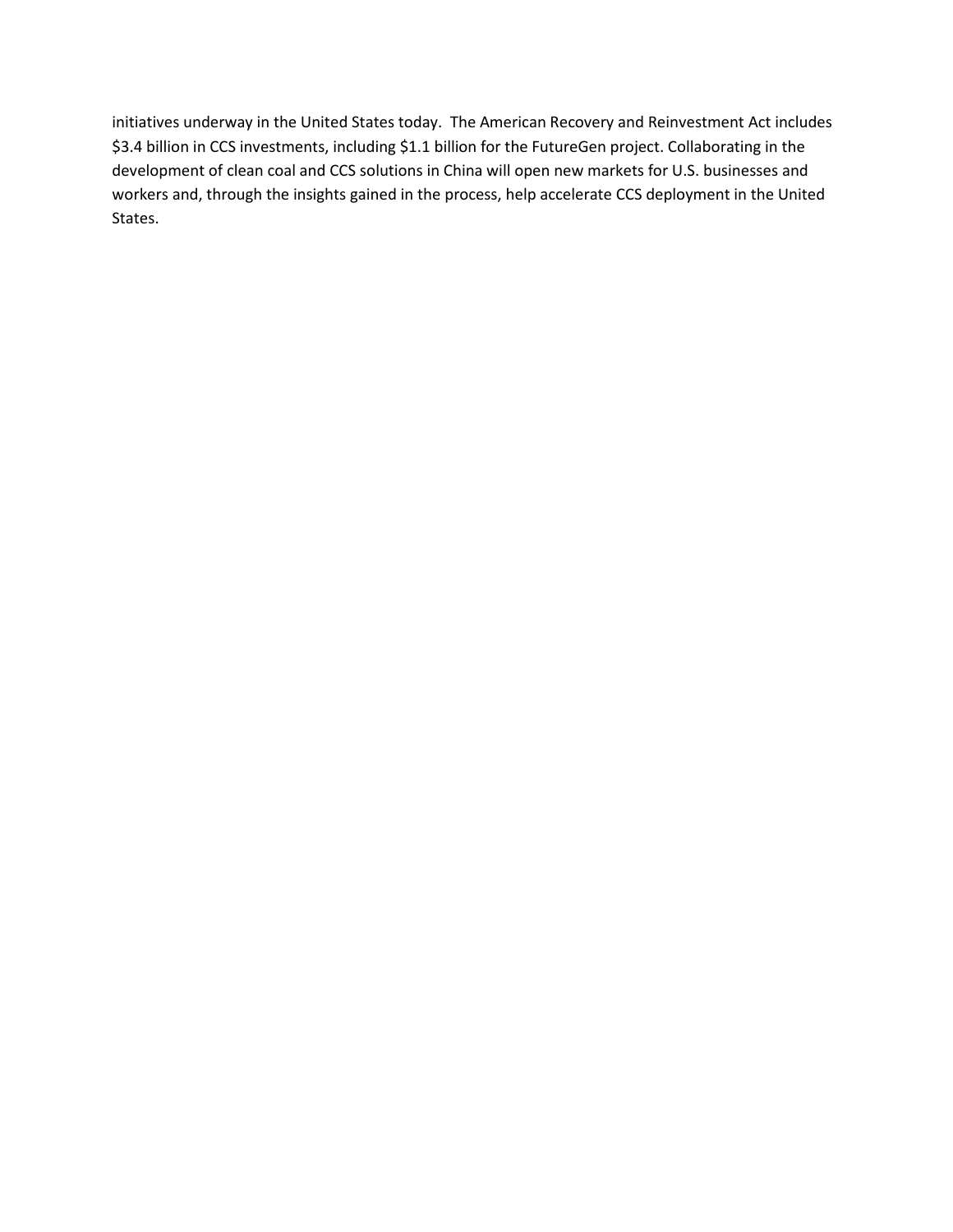initiatives underway in the United States today. The American Recovery and Reinvestment Act includes $3.4 billion in CCS investments, including $1.1 billion for the FutureGen project. Collaborating in the development of clean coal and CCS solutions in China will open new markets for U.S. businesses and workers and, through the insights gained in the process, help accelerate CCS deployment in the United States.